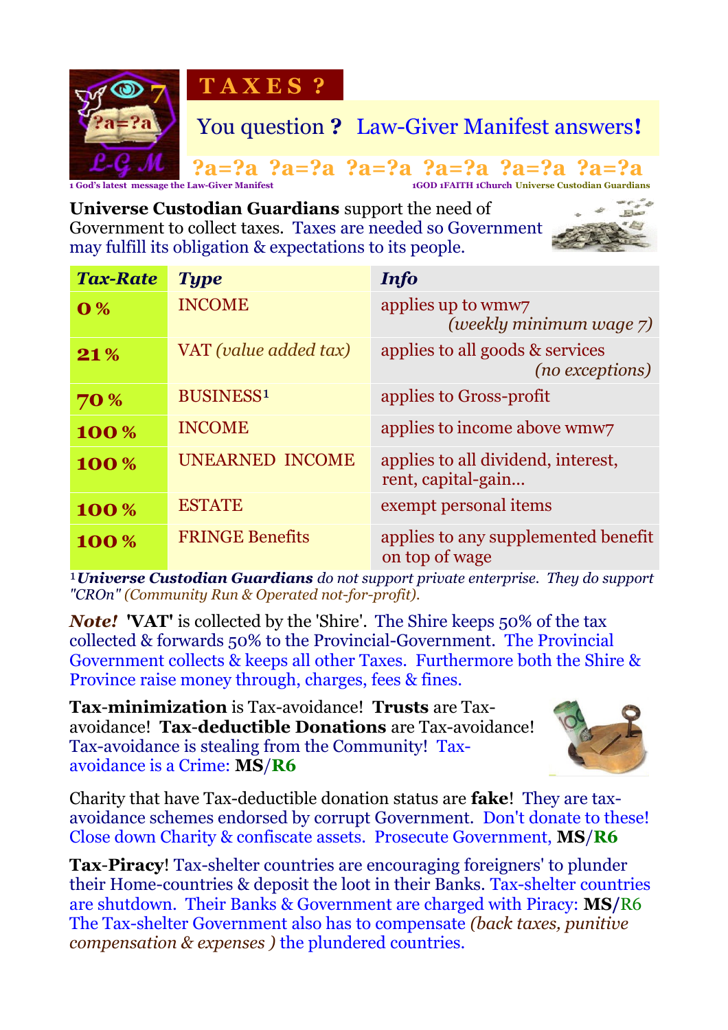# T A X E S ?

You question **?** Law-Giver Manifest answers**!**

?a=?a ?a=?a ?a=?a ?a=?a ?a=?a ?a=?a

1 God's latest message the Law-Giver Manifest — 1GOD 1FAITH 1Church Universe Custodian Guardians

**Universe Custodian Guardians** support the need of Government to collect taxes. Taxes are needed so Government may fulfill its obligation & expectations to its people.

| ***Tax-Rate*** | ***Type*** | ***Info*** |
|---|---|---|
| **0 %** | INCOME | applies up to wmw7 *(weekly minimum wage 7)* |
| **21 %** | VAT *(value added tax)* | applies to all goods & services *(no exceptions)* |
| **70 %** | BUSINESS[1] | applies to Gross-profit |
| **100 %** | INCOME | applies to income above wmw7 |
| **100 %** | UNEARNED INCOME | applies to all dividend, interest, rent, capital-gain... |
| **100 %** | ESTATE | exempt personal items |
| **100 %** | FRINGE Benefits | applies to any supplemented benefit on top of wage |

[1]***Universe Custodian Guardians*** *do not support private enterprise. They do support "CROn" (Community Run & Operated not-for-profit).*

***Note!*** **'VAT'** is collected by the 'Shire'. The Shire keeps 50% of the tax collected & forwards 50% to the Provincial-Government. The Provincial Government collects & keeps all other Taxes. Furthermore both the Shire & Province raise money through, charges, fees & fines.

**Tax-minimization** is Tax-avoidance! **Trusts** are Tax-avoidance! **Tax-deductible Donations** are Tax-avoidance! Tax-avoidance is stealing from the Community! Tax-avoidance is a Crime: **MS**/**R6**

Charity that have Tax-deductible donation status are **fake**! They are tax-avoidance schemes endorsed by corrupt Government. Don't donate to these! Close down Charity & confiscate assets. Prosecute Government, **MS**/**R6**

**Tax-Piracy**! Tax-shelter countries are encouraging foreigners' to plunder their Home-countries & deposit the loot in their Banks. Tax-shelter countries are shutdown. Their Banks & Government are charged with Piracy: **MS**/R6 The Tax-shelter Government also has to compensate *(back taxes, punitive compensation & expenses )* the plundered countries.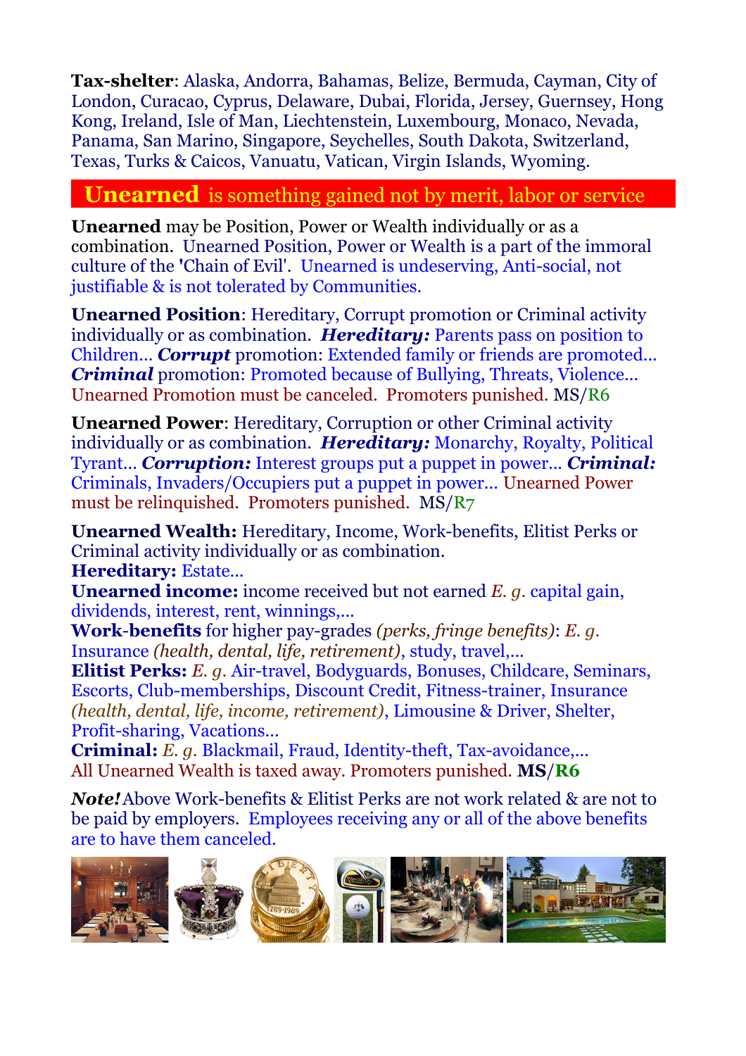**Tax-shelter**: Alaska, Andorra, Bahamas, Belize, Bermuda, Cayman, City of London, Curacao, Cyprus, Delaware, Dubai, Florida, Jersey, Guernsey, Hong Kong, Ireland, Isle of Man, Liechtenstein, Luxembourg, Monaco, Nevada, Panama, San Marino, Singapore, Seychelles, South Dakota, Switzerland, Texas, Turks & Caicos, Vanuatu, Vatican, Virgin Islands, Wyoming.

## **Unearned** is something gained not by merit, labor or service

**Unearned** may be Position, Power or Wealth individually or as a combination. Unearned Position, Power or Wealth is a part of the immoral culture of the 'Chain of Evil'. Unearned is undeserving, Anti-social, not justifiable & is not tolerated by Communities.

**Unearned Position**: Hereditary, Corrupt promotion or Criminal activity individually or as combination. ***Hereditary:*** Parents pass on position to Children... ***Corrupt*** promotion: Extended family or friends are promoted... ***Criminal*** promotion: Promoted because of Bullying, Threats, Violence... Unearned Promotion must be canceled. Promoters punished. MS/R6

**Unearned Power**: Hereditary, Corruption or other Criminal activity individually or as combination. ***Hereditary:*** Monarchy, Royalty, Political Tyrant... ***Corruption:*** Interest groups put a puppet in power... ***Criminal:*** Criminals, Invaders/Occupiers put a puppet in power... Unearned Power must be relinquished. Promoters punished. MS/R7

**Unearned Wealth:** Hereditary, Income, Work-benefits, Elitist Perks or Criminal activity individually or as combination.
**Hereditary:** Estate...
**Unearned income:** income received but not earned *E. g.* capital gain, dividends, interest, rent, winnings,...
**Work-benefits** for higher pay-grades *(perks, fringe benefits)*: *E. g.* Insurance *(health, dental, life, retirement)*, study, travel,...
**Elitist Perks:** *E. g.* Air-travel, Bodyguards, Bonuses, Childcare, Seminars, Escorts, Club-memberships, Discount Credit, Fitness-trainer, Insurance *(health, dental, life, income, retirement)*, Limousine & Driver, Shelter, Profit-sharing, Vacations...
**Criminal:** *E. g.* Blackmail, Fraud, Identity-theft, Tax-avoidance,...
All Unearned Wealth is taxed away. Promoters punished. **MS/R6**

***Note!*** Above Work-benefits & Elitist Perks are not work related & are not to be paid by employers. Employees receiving any or all of the above benefits are to have them canceled.